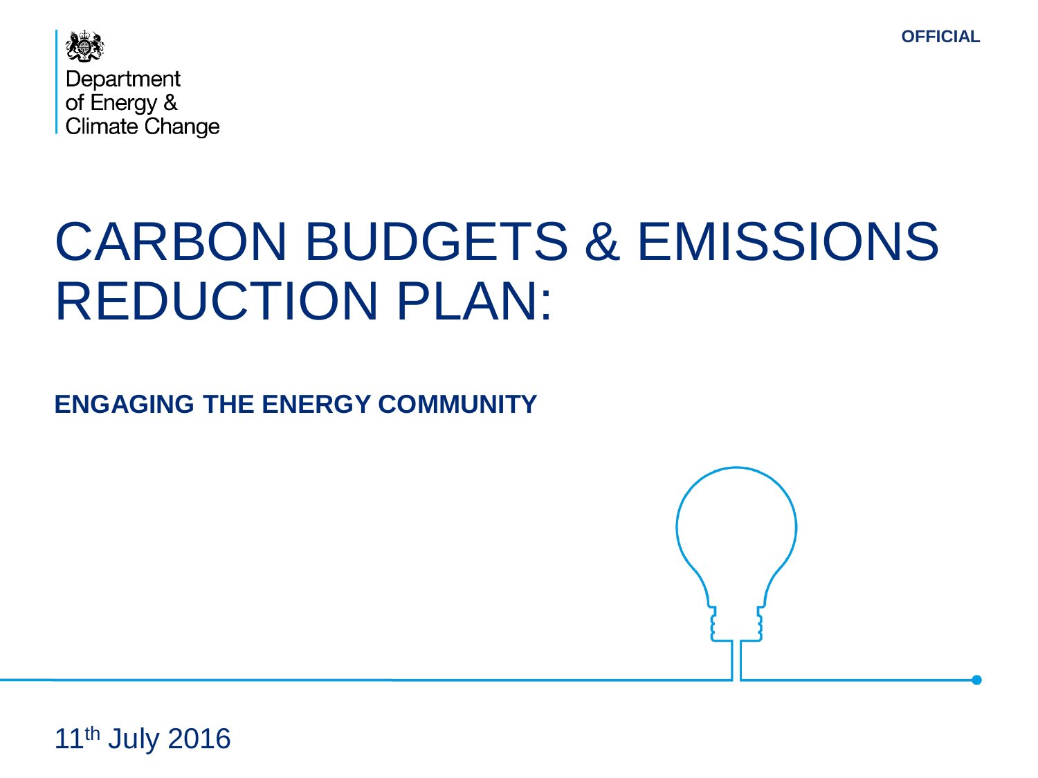OFFICIAL

Department of Energy & Climate Change

# CARBON BUDGETS & EMISSIONS REDUCTION PLAN:

**ENGAGING THE ENERGY COMMUNITY**

11th July 2016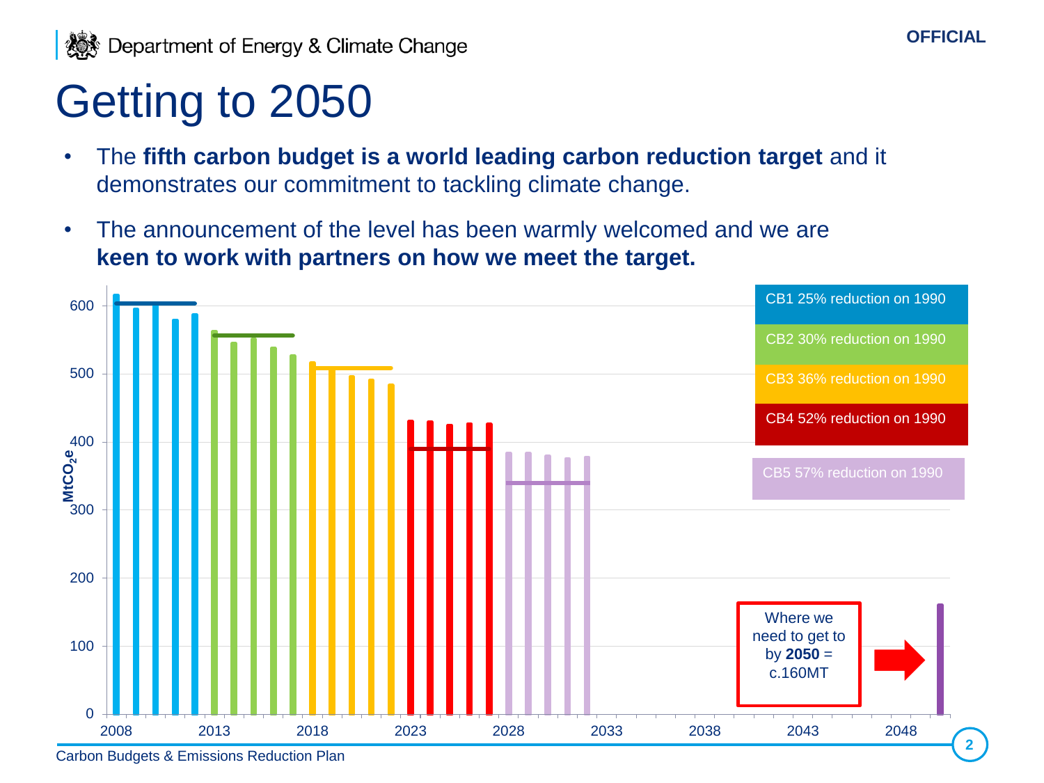# Getting to 2050

- The **fifth carbon budget is a world leading carbon reduction target** and it demonstrates our commitment to tackling climate change.
- The announcement of the level has been warmly welcomed and we are **keen to work with partners on how we meet the target.**

$MtCO_2e$

CB1 25% reduction on 1990

CB2 30% reduction on 1990

CB3 36% reduction on 1990

CB4 52% reduction on 1990

CB5 57% reduction on 1990

Where we need to get to by **2050** = c.160MT

Carbon Budgets & Emissions Reduction Plan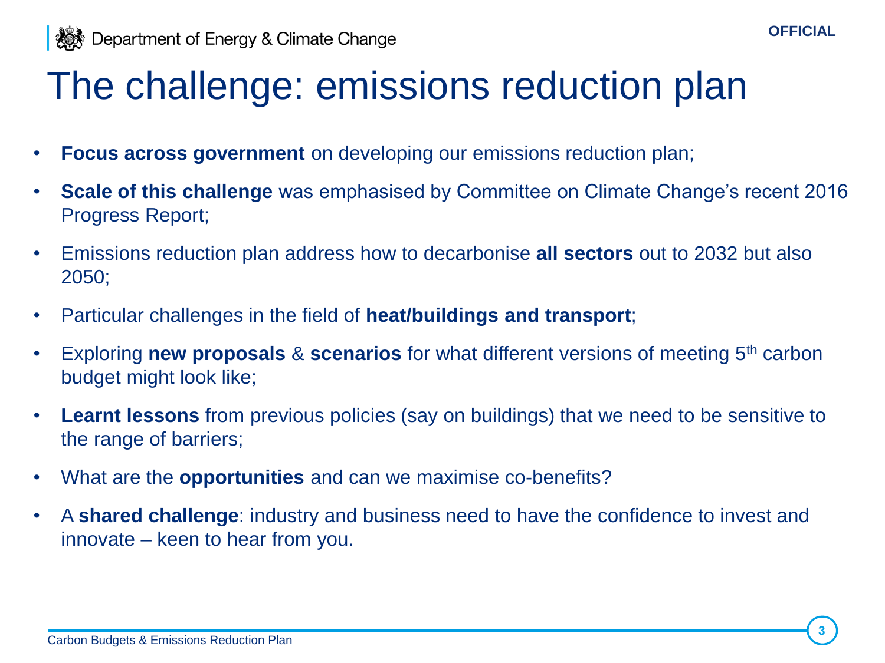# The challenge: emissions reduction plan

- **Focus across government** on developing our emissions reduction plan;
- **Scale of this challenge** was emphasised by Committee on Climate Change's recent 2016 Progress Report;
- Emissions reduction plan address how to decarbonise **all sectors** out to 2032 but also 2050;
- Particular challenges in the field of **heat/buildings and transport**;
- Exploring **new proposals** & **scenarios** for what different versions of meeting 5$^{th}$ carbon budget might look like;
- **Learnt lessons** from previous policies (say on buildings) that we need to be sensitive to the range of barriers;
- What are the **opportunities** and can we maximise co-benefits?
- A **shared challenge**: industry and business need to have the confidence to invest and innovate – keen to hear from you.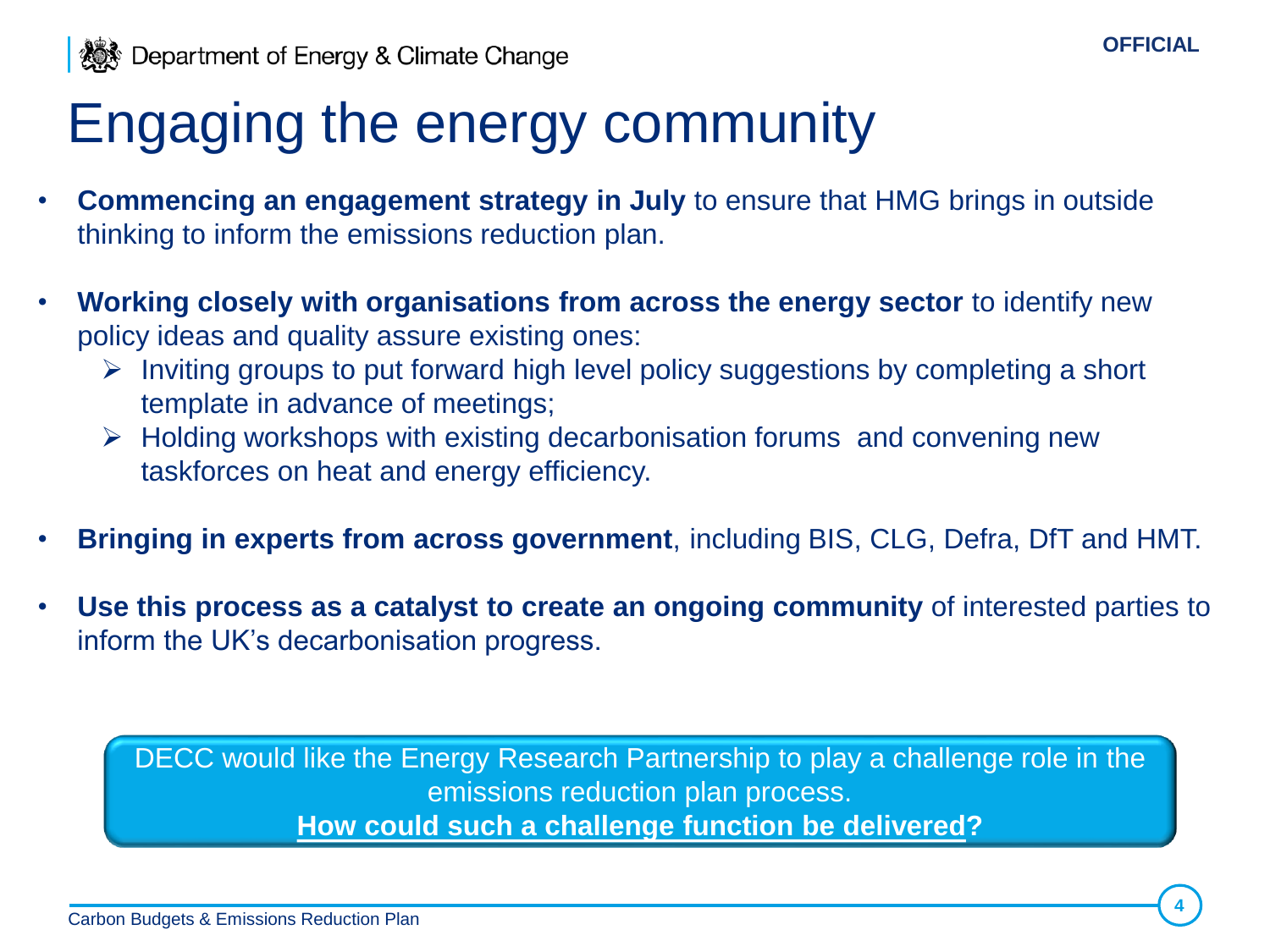# Engaging the energy community

- **Commencing an engagement strategy in July** to ensure that HMG brings in outside thinking to inform the emissions reduction plan.
- **Working closely with organisations from across the energy sector** to identify new policy ideas and quality assure existing ones:
  - Inviting groups to put forward high level policy suggestions by completing a short template in advance of meetings;
  - Holding workshops with existing decarbonisation forums and convening new taskforces on heat and energy efficiency.
- **Bringing in experts from across government**, including BIS, CLG, Defra, DfT and HMT.
- **Use this process as a catalyst to create an ongoing community** of interested parties to inform the UK's decarbonisation progress.

DECC would like the Energy Research Partnership to play a challenge role in the emissions reduction plan process.

**How could such a challenge function be delivered?**